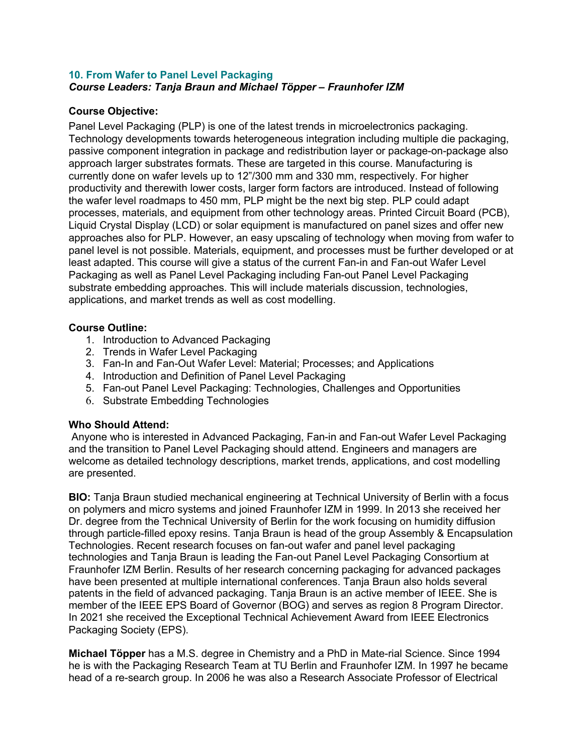## 10. From Wafer to Panel Level Packaging

***Course Leaders: Tanja Braun and Michael Töpper – Fraunhofer IZM***

**Course Objective:**

Panel Level Packaging (PLP) is one of the latest trends in microelectronics packaging. Technology developments towards heterogeneous integration including multiple die packaging, passive component integration in package and redistribution layer or package-on-package also approach larger substrates formats. These are targeted in this course. Manufacturing is currently done on wafer levels up to 12"/300 mm and 330 mm, respectively. For higher productivity and therewith lower costs, larger form factors are introduced. Instead of following the wafer level roadmaps to 450 mm, PLP might be the next big step. PLP could adapt processes, materials, and equipment from other technology areas. Printed Circuit Board (PCB), Liquid Crystal Display (LCD) or solar equipment is manufactured on panel sizes and offer new approaches also for PLP. However, an easy upscaling of technology when moving from wafer to panel level is not possible. Materials, equipment, and processes must be further developed or at least adapted. This course will give a status of the current Fan-in and Fan-out Wafer Level Packaging as well as Panel Level Packaging including Fan-out Panel Level Packaging substrate embedding approaches. This will include materials discussion, technologies, applications, and market trends as well as cost modelling.

**Course Outline:**

1. Introduction to Advanced Packaging
2. Trends in Wafer Level Packaging
3. Fan-In and Fan-Out Wafer Level: Material; Processes; and Applications
4. Introduction and Definition of Panel Level Packaging
5. Fan-out Panel Level Packaging: Technologies, Challenges and Opportunities
6. Substrate Embedding Technologies

**Who Should Attend:**

Anyone who is interested in Advanced Packaging, Fan-in and Fan-out Wafer Level Packaging and the transition to Panel Level Packaging should attend. Engineers and managers are welcome as detailed technology descriptions, market trends, applications, and cost modelling are presented.

**BIO:** Tanja Braun studied mechanical engineering at Technical University of Berlin with a focus on polymers and micro systems and joined Fraunhofer IZM in 1999. In 2013 she received her Dr. degree from the Technical University of Berlin for the work focusing on humidity diffusion through particle-filled epoxy resins. Tanja Braun is head of the group Assembly & Encapsulation Technologies. Recent research focuses on fan-out wafer and panel level packaging technologies and Tanja Braun is leading the Fan-out Panel Level Packaging Consortium at Fraunhofer IZM Berlin. Results of her research concerning packaging for advanced packages have been presented at multiple international conferences. Tanja Braun also holds several patents in the field of advanced packaging. Tanja Braun is an active member of IEEE. She is member of the IEEE EPS Board of Governor (BOG) and serves as region 8 Program Director. In 2021 she received the Exceptional Technical Achievement Award from IEEE Electronics Packaging Society (EPS).

**Michael Töpper** has a M.S. degree in Chemistry and a PhD in Mate-rial Science. Since 1994 he is with the Packaging Research Team at TU Berlin and Fraunhofer IZM. In 1997 he became head of a re-search group. In 2006 he was also a Research Associate Professor of Electrical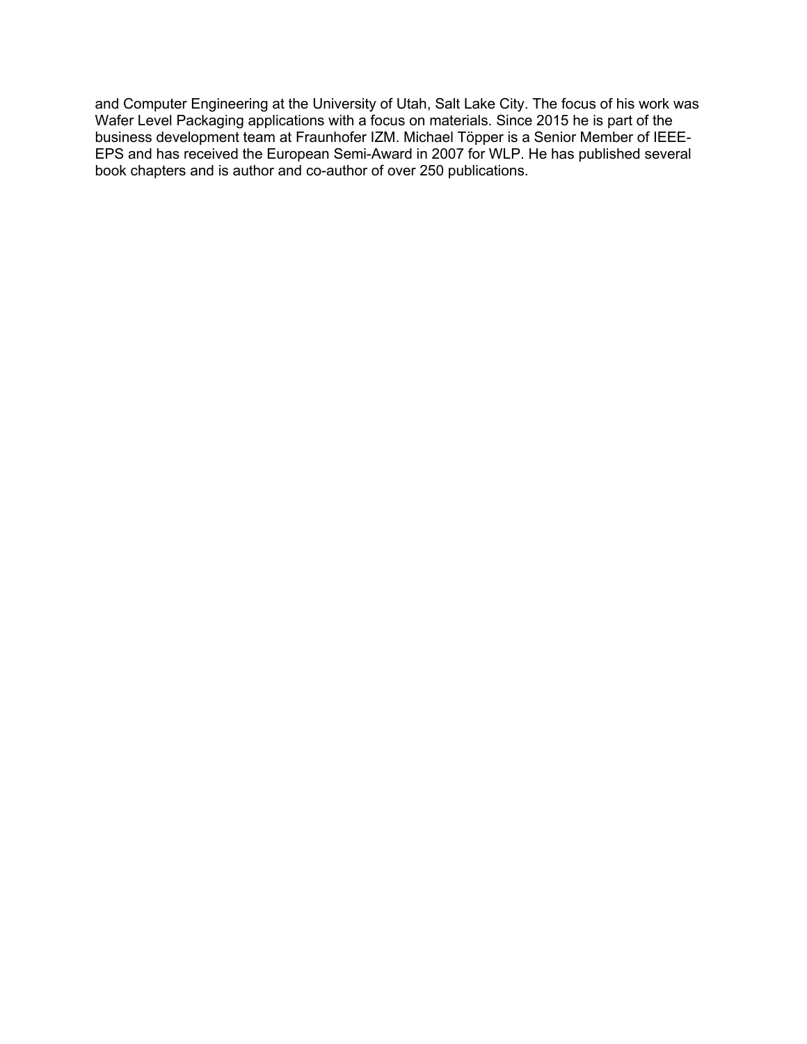and Computer Engineering at the University of Utah, Salt Lake City. The focus of his work was Wafer Level Packaging applications with a focus on materials. Since 2015 he is part of the business development team at Fraunhofer IZM. Michael Töpper is a Senior Member of IEEE-EPS and has received the European Semi-Award in 2007 for WLP. He has published several book chapters and is author and co-author of over 250 publications.